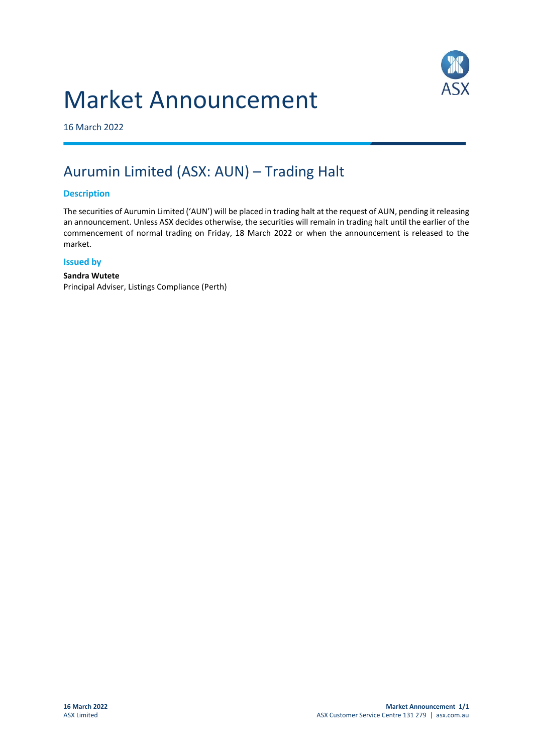# Market Announcement

16 March 2022

## Aurumin Limited (ASX: AUN) – Trading Halt

### Description

The securities of Aurumin Limited ('AUN') will be placed in trading halt at the request of AUN, pending it releasing an announcement. Unless ASX decides otherwise, the securities will remain in trading halt until the earlier of the commencement of normal trading on Friday, 18 March 2022 or when the announcement is released to the market.

### Issued by

**Sandra Wutete**
Principal Adviser, Listings Compliance (Perth)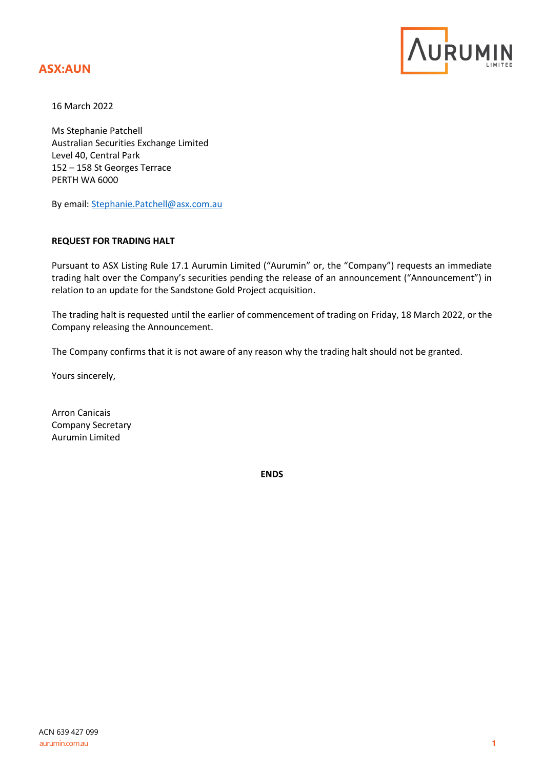**ASX:AUN**

16 March 2022

Ms Stephanie Patchell
Australian Securities Exchange Limited
Level 40, Central Park
152 – 158 St Georges Terrace
PERTH WA 6000

By email: Stephanie.Patchell@asx.com.au

**REQUEST FOR TRADING HALT**

Pursuant to ASX Listing Rule 17.1 Aurumin Limited ("Aurumin" or, the "Company") requests an immediate trading halt over the Company's securities pending the release of an announcement ("Announcement") in relation to an update for the Sandstone Gold Project acquisition.

The trading halt is requested until the earlier of commencement of trading on Friday, 18 March 2022, or the Company releasing the Announcement.

The Company confirms that it is not aware of any reason why the trading halt should not be granted.

Yours sincerely,

Arron Canicais
Company Secretary
Aurumin Limited

**ENDS**

ACN 639 427 099
aurumin.com.au